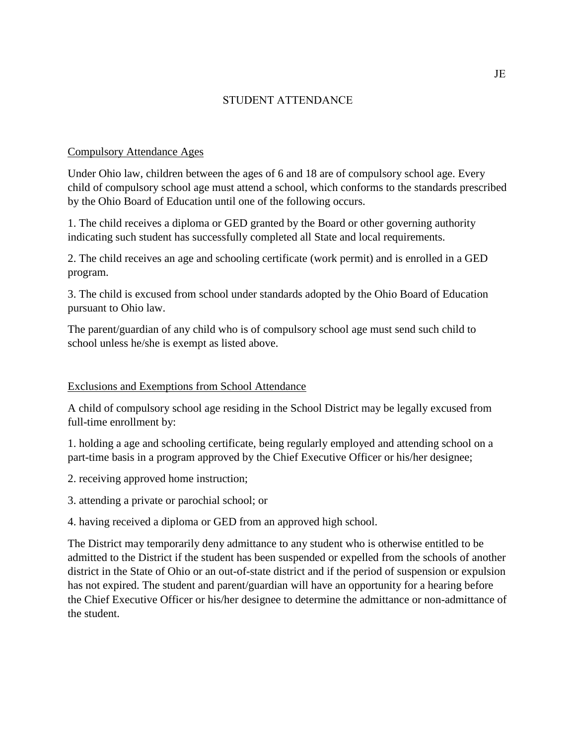JE

# STUDENT ATTENDANCE

## Compulsory Attendance Ages

Under Ohio law, children between the ages of 6 and 18 are of compulsory school age. Every child of compulsory school age must attend a school, which conforms to the standards prescribed by the Ohio Board of Education until one of the following occurs.

1. The child receives a diploma or GED granted by the Board or other governing authority indicating such student has successfully completed all State and local requirements.

2. The child receives an age and schooling certificate (work permit) and is enrolled in a GED program.

3. The child is excused from school under standards adopted by the Ohio Board of Education pursuant to Ohio law.

The parent/guardian of any child who is of compulsory school age must send such child to school unless he/she is exempt as listed above.

## Exclusions and Exemptions from School Attendance

A child of compulsory school age residing in the School District may be legally excused from full-time enrollment by:

1. holding a age and schooling certificate, being regularly employed and attending school on a part-time basis in a program approved by the Chief Executive Officer or his/her designee;

2. receiving approved home instruction;

3. attending a private or parochial school; or

4. having received a diploma or GED from an approved high school.

The District may temporarily deny admittance to any student who is otherwise entitled to be admitted to the District if the student has been suspended or expelled from the schools of another district in the State of Ohio or an out-of-state district and if the period of suspension or expulsion has not expired. The student and parent/guardian will have an opportunity for a hearing before the Chief Executive Officer or his/her designee to determine the admittance or non-admittance of the student.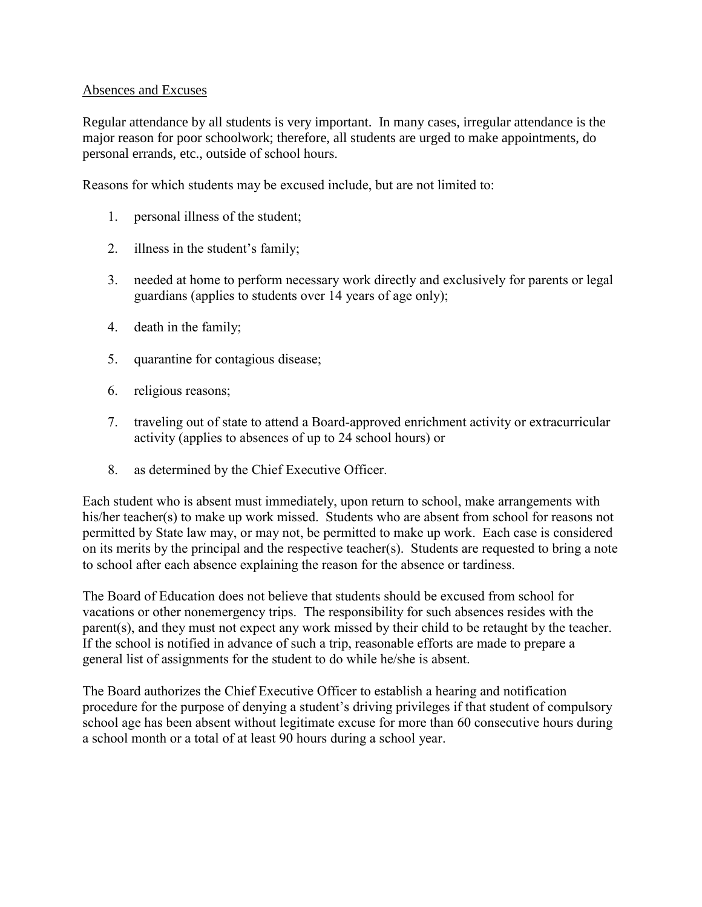<u>Absences and Excuses</u>

Regular attendance by all students is very important. In many cases, irregular attendance is the major reason for poor schoolwork; therefore, all students are urged to make appointments, do personal errands, etc., outside of school hours.

Reasons for which students may be excused include, but are not limited to:

1. personal illness of the student;
2. illness in the student's family;
3. needed at home to perform necessary work directly and exclusively for parents or legal guardians (applies to students over 14 years of age only);
4. death in the family;
5. quarantine for contagious disease;
6. religious reasons;
7. traveling out of state to attend a Board-approved enrichment activity or extracurricular activity (applies to absences of up to 24 school hours) or
8. as determined by the Chief Executive Officer.

Each student who is absent must immediately, upon return to school, make arrangements with his/her teacher(s) to make up work missed. Students who are absent from school for reasons not permitted by State law may, or may not, be permitted to make up work. Each case is considered on its merits by the principal and the respective teacher(s). Students are requested to bring a note to school after each absence explaining the reason for the absence or tardiness.

The Board of Education does not believe that students should be excused from school for vacations or other nonemergency trips. The responsibility for such absences resides with the parent(s), and they must not expect any work missed by their child to be retaught by the teacher. If the school is notified in advance of such a trip, reasonable efforts are made to prepare a general list of assignments for the student to do while he/she is absent.

The Board authorizes the Chief Executive Officer to establish a hearing and notification procedure for the purpose of denying a student's driving privileges if that student of compulsory school age has been absent without legitimate excuse for more than 60 consecutive hours during a school month or a total of at least 90 hours during a school year.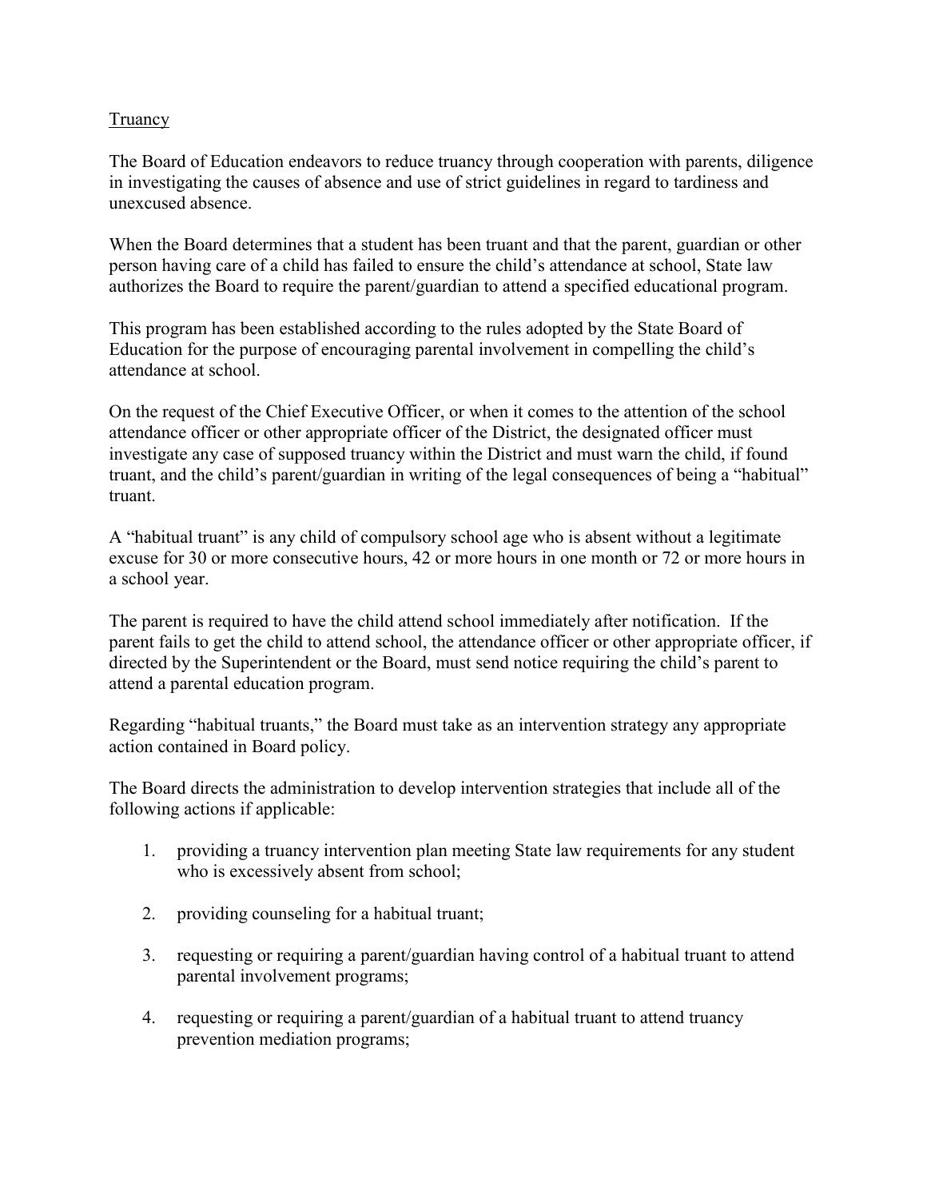## Truancy

The Board of Education endeavors to reduce truancy through cooperation with parents, diligence in investigating the causes of absence and use of strict guidelines in regard to tardiness and unexcused absence.

When the Board determines that a student has been truant and that the parent, guardian or other person having care of a child has failed to ensure the child's attendance at school, State law authorizes the Board to require the parent/guardian to attend a specified educational program.

This program has been established according to the rules adopted by the State Board of Education for the purpose of encouraging parental involvement in compelling the child's attendance at school.

On the request of the Chief Executive Officer, or when it comes to the attention of the school attendance officer or other appropriate officer of the District, the designated officer must investigate any case of supposed truancy within the District and must warn the child, if found truant, and the child's parent/guardian in writing of the legal consequences of being a "habitual" truant.

A "habitual truant" is any child of compulsory school age who is absent without a legitimate excuse for 30 or more consecutive hours, 42 or more hours in one month or 72 or more hours in a school year.

The parent is required to have the child attend school immediately after notification. If the parent fails to get the child to attend school, the attendance officer or other appropriate officer, if directed by the Superintendent or the Board, must send notice requiring the child's parent to attend a parental education program.

Regarding "habitual truants," the Board must take as an intervention strategy any appropriate action contained in Board policy.

The Board directs the administration to develop intervention strategies that include all of the following actions if applicable:

1. providing a truancy intervention plan meeting State law requirements for any student who is excessively absent from school;

2. providing counseling for a habitual truant;

3. requesting or requiring a parent/guardian having control of a habitual truant to attend parental involvement programs;

4. requesting or requiring a parent/guardian of a habitual truant to attend truancy prevention mediation programs;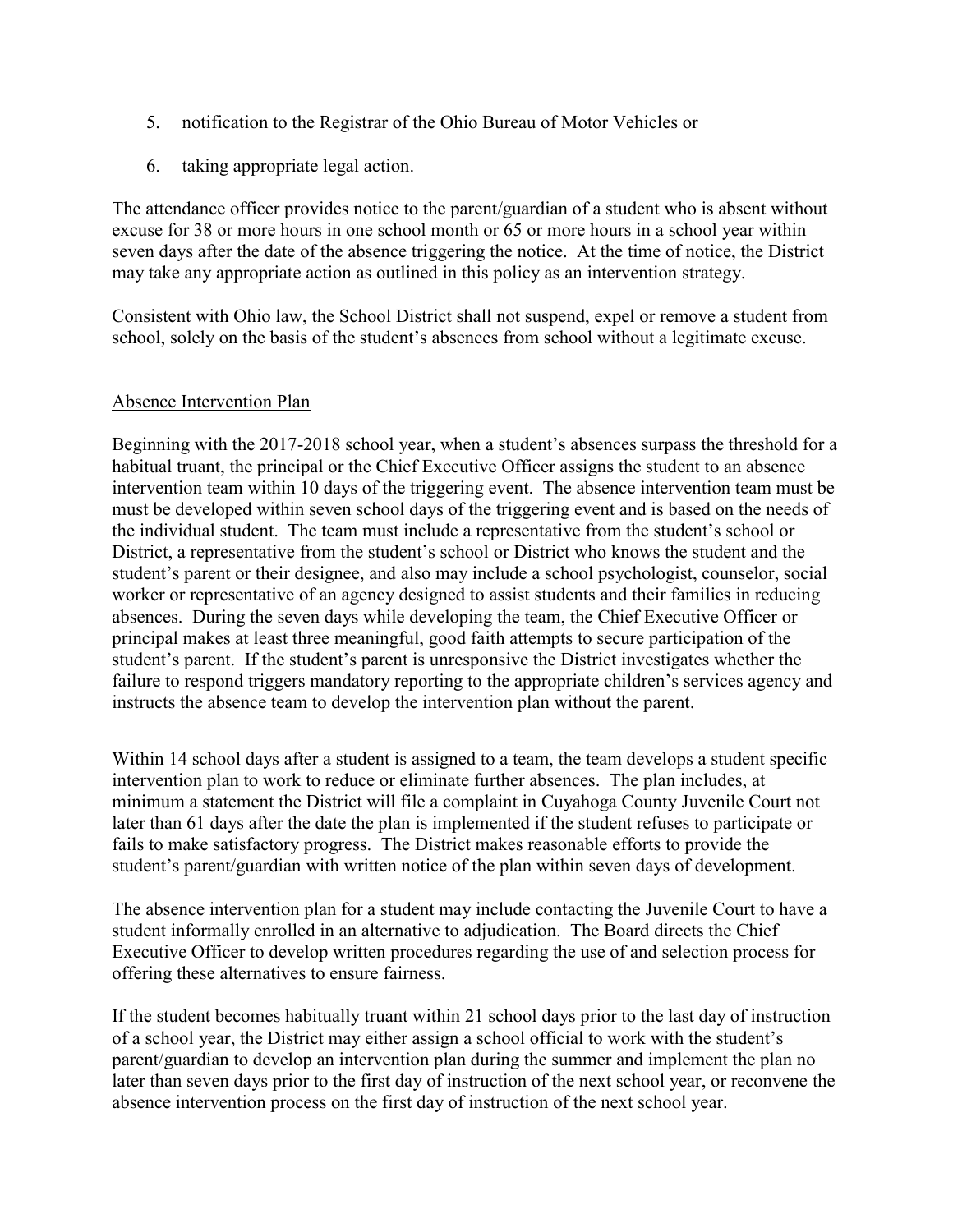5. notification to the Registrar of the Ohio Bureau of Motor Vehicles or

6. taking appropriate legal action.

The attendance officer provides notice to the parent/guardian of a student who is absent without excuse for 38 or more hours in one school month or 65 or more hours in a school year within seven days after the date of the absence triggering the notice. At the time of notice, the District may take any appropriate action as outlined in this policy as an intervention strategy.

Consistent with Ohio law, the School District shall not suspend, expel or remove a student from school, solely on the basis of the student's absences from school without a legitimate excuse.

<u>Absence Intervention Plan</u>

Beginning with the 2017-2018 school year, when a student's absences surpass the threshold for a habitual truant, the principal or the Chief Executive Officer assigns the student to an absence intervention team within 10 days of the triggering event. The absence intervention team must be must be developed within seven school days of the triggering event and is based on the needs of the individual student. The team must include a representative from the student's school or District, a representative from the student's school or District who knows the student and the student's parent or their designee, and also may include a school psychologist, counselor, social worker or representative of an agency designed to assist students and their families in reducing absences. During the seven days while developing the team, the Chief Executive Officer or principal makes at least three meaningful, good faith attempts to secure participation of the student's parent. If the student's parent is unresponsive the District investigates whether the failure to respond triggers mandatory reporting to the appropriate children's services agency and instructs the absence team to develop the intervention plan without the parent.

Within 14 school days after a student is assigned to a team, the team develops a student specific intervention plan to work to reduce or eliminate further absences. The plan includes, at minimum a statement the District will file a complaint in Cuyahoga County Juvenile Court not later than 61 days after the date the plan is implemented if the student refuses to participate or fails to make satisfactory progress. The District makes reasonable efforts to provide the student's parent/guardian with written notice of the plan within seven days of development.

The absence intervention plan for a student may include contacting the Juvenile Court to have a student informally enrolled in an alternative to adjudication. The Board directs the Chief Executive Officer to develop written procedures regarding the use of and selection process for offering these alternatives to ensure fairness.

If the student becomes habitually truant within 21 school days prior to the last day of instruction of a school year, the District may either assign a school official to work with the student's parent/guardian to develop an intervention plan during the summer and implement the plan no later than seven days prior to the first day of instruction of the next school year, or reconvene the absence intervention process on the first day of instruction of the next school year.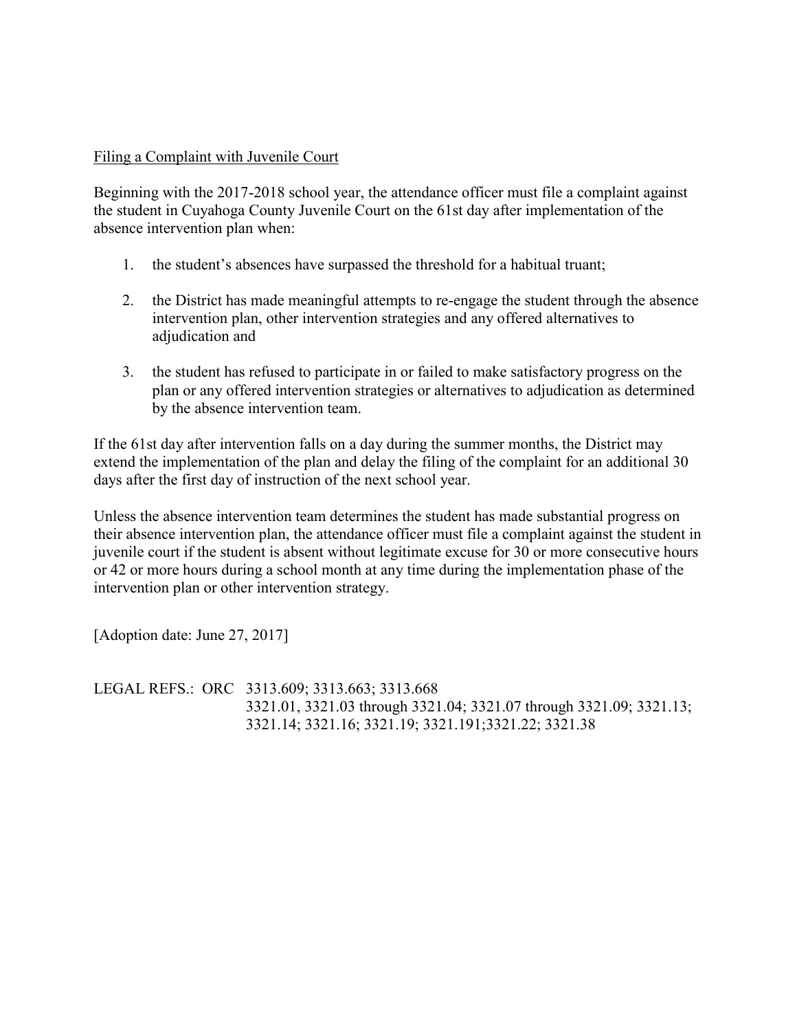<u>Filing a Complaint with Juvenile Court</u>

Beginning with the 2017-2018 school year, the attendance officer must file a complaint against the student in Cuyahoga County Juvenile Court on the 61st day after implementation of the absence intervention plan when:

1. the student's absences have surpassed the threshold for a habitual truant;
2. the District has made meaningful attempts to re-engage the student through the absence intervention plan, other intervention strategies and any offered alternatives to adjudication and
3. the student has refused to participate in or failed to make satisfactory progress on the plan or any offered intervention strategies or alternatives to adjudication as determined by the absence intervention team.

If the 61st day after intervention falls on a day during the summer months, the District may extend the implementation of the plan and delay the filing of the complaint for an additional 30 days after the first day of instruction of the next school year.

Unless the absence intervention team determines the student has made substantial progress on their absence intervention plan, the attendance officer must file a complaint against the student in juvenile court if the student is absent without legitimate excuse for 30 or more consecutive hours or 42 or more hours during a school month at any time during the implementation phase of the intervention plan or other intervention strategy.

[Adoption date: June 27, 2017]

LEGAL REFS.: ORC 3313.609; 3313.663; 3313.668
3321.01, 3321.03 through 3321.04; 3321.07 through 3321.09; 3321.13; 3321.14; 3321.16; 3321.19; 3321.191;3321.22; 3321.38